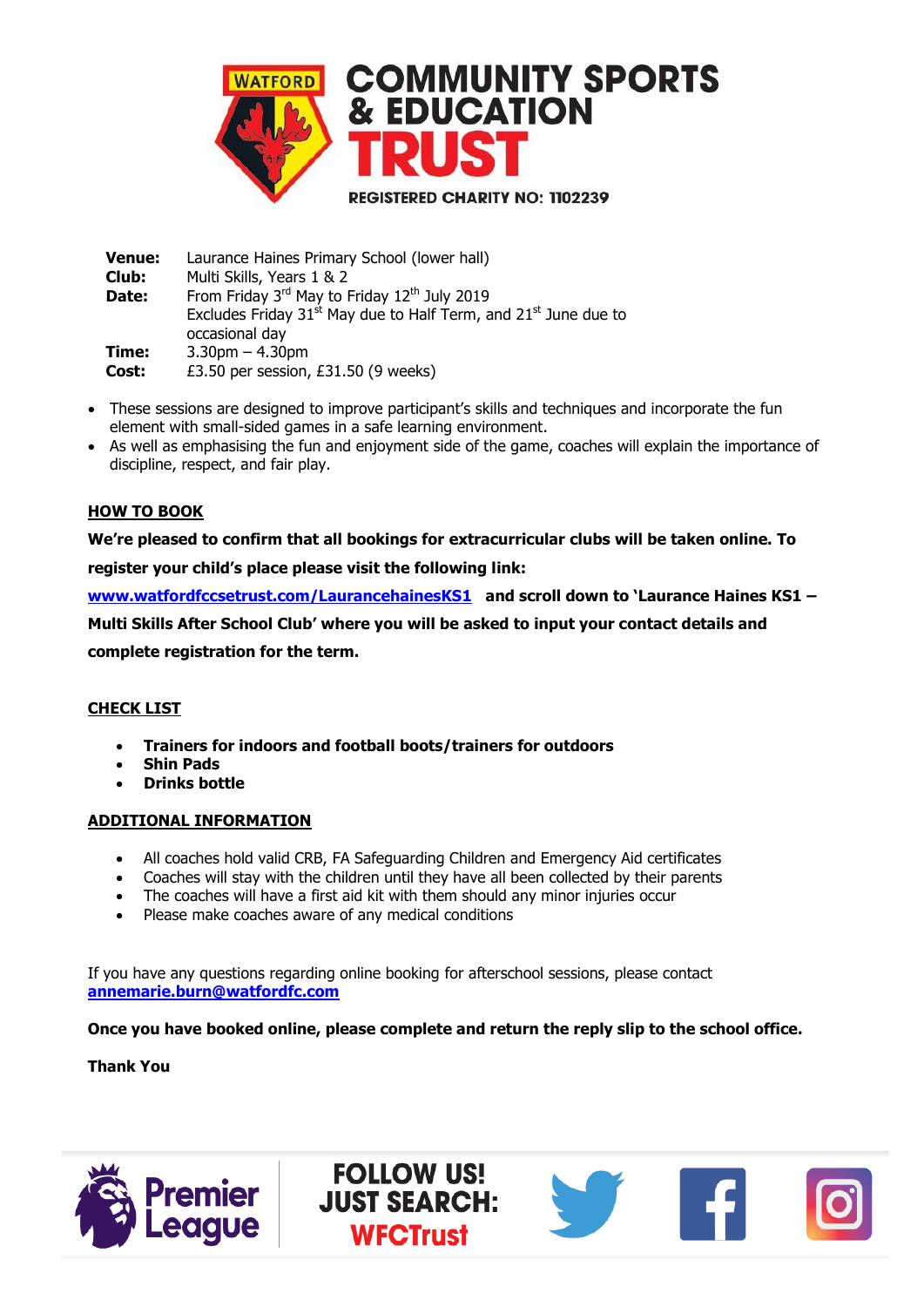# WATFORD COMMUNITY SPORTS & EDUCATION TRUST

REGISTERED CHARITY NO: 1102239

| | |
|---|---|
| **Venue:** | Laurance Haines Primary School (lower hall) |
| **Club:** | Multi Skills, Years 1 & 2 |
| **Date:** | From Friday 3rd May to Friday 12th July 2019<br>Excludes Friday 31st May due to Half Term, and 21st June due to occasional day |
| **Time:** | 3.30pm – 4.30pm |
| **Cost:** | £3.50 per session, £31.50 (9 weeks) |

- These sessions are designed to improve participant's skills and techniques and incorporate the fun element with small-sided games in a safe learning environment.
- As well as emphasising the fun and enjoyment side of the game, coaches will explain the importance of discipline, respect, and fair play.

## HOW TO BOOK

**We're pleased to confirm that all bookings for extracurricular clubs will be taken online. To register your child's place please visit the following link:**

**www.watfordfccsetrust.com/LaurancehainesKS1 and scroll down to 'Laurance Haines KS1 – Multi Skills After School Club' where you will be asked to input your contact details and complete registration for the term.**

## CHECK LIST

- **Trainers for indoors and football boots/trainers for outdoors**
- **Shin Pads**
- **Drinks bottle**

## ADDITIONAL INFORMATION

- All coaches hold valid CRB, FA Safeguarding Children and Emergency Aid certificates
- Coaches will stay with the children until they have all been collected by their parents
- The coaches will have a first aid kit with them should any minor injuries occur
- Please make coaches aware of any medical conditions

If you have any questions regarding online booking for afterschool sessions, please contact **annemarie.burn@watfordfc.com**

**Once you have booked online, please complete and return the reply slip to the school office.**

**Thank You**

Premier League

FOLLOW US! JUST SEARCH: WFCTrust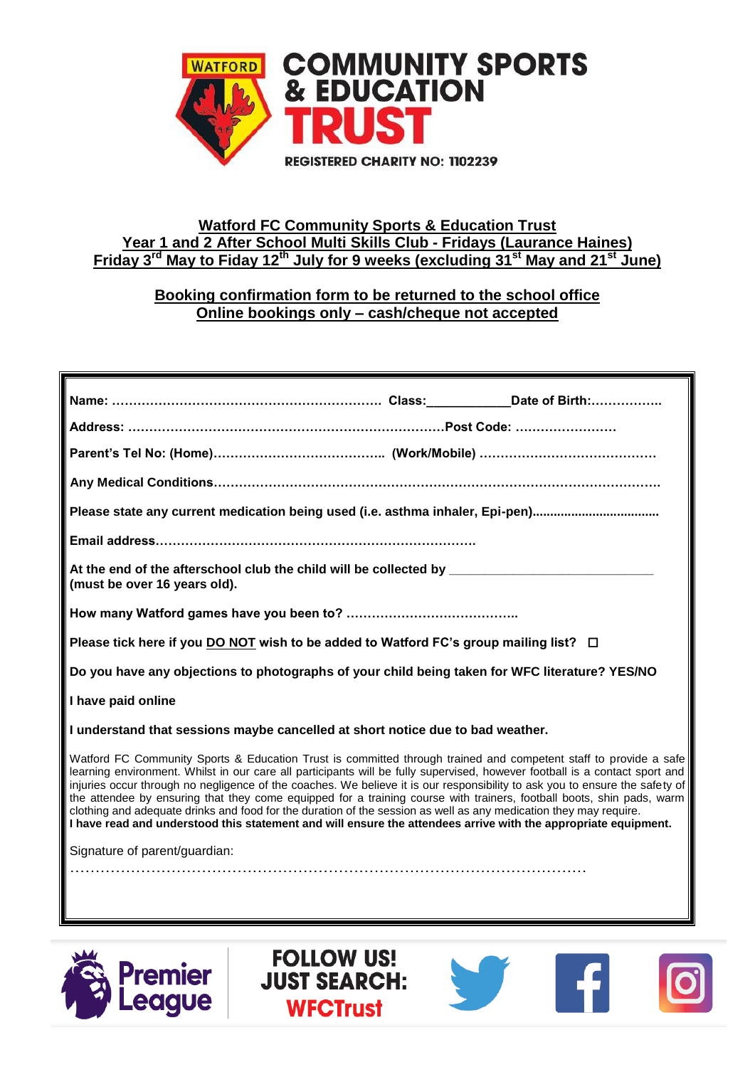WATFORD COMMUNITY SPORTS & EDUCATION TRUST

REGISTERED CHARITY NO: 1102239

**Watford FC Community Sports & Education Trust**
**Year 1 and 2 After School Multi Skills Club - Fridays (Laurance Haines)**
**Friday 3rd May to Fiday 12th July for 9 weeks (excluding 31st May and 21st June)**

**Booking confirmation form to be returned to the school office**
**Online bookings only – cash/cheque not accepted**

**Name:** …………………………………………………… **Class:**___________ **Date of Birth:**……………..

**Address:** ………………………………………………………………**Post Code:** ……………………

**Parent's Tel No: (Home)**………………………………….. **(Work/Mobile)** ……………………………………

**Any Medical Conditions**……………………………………………………………………………………………

**Please state any current medication being used (i.e. asthma inhaler, Epi-pen)**..................................

**Email address**………………………………………………………………….

**At the end of the afterschool club the child will be collected by** ___________________________ **(must be over 16 years old).**

**How many Watford games have you been to?** …………………………………..

**Please tick here if you DO NOT wish to be added to Watford FC's group mailing list?** ☐

**Do you have any objections to photographs of your child being taken for WFC literature? YES/NO**

**I have paid online**

**I understand that sessions maybe cancelled at short notice due to bad weather.**

Watford FC Community Sports & Education Trust is committed through trained and competent staff to provide a safe learning environment. Whilst in our care all participants will be fully supervised, however football is a contact sport and injuries occur through no negligence of the coaches. We believe it is our responsibility to ask you to ensure the safety of the attendee by ensuring that they come equipped for a training course with trainers, football boots, shin pads, warm clothing and adequate drinks and food for the duration of the session as well as any medication they may require.
**I have read and understood this statement and will ensure the attendees arrive with the appropriate equipment.**

Signature of parent/guardian:

………………………………………………………………………………………

Premier League

FOLLOW US! JUST SEARCH: WFCTrust